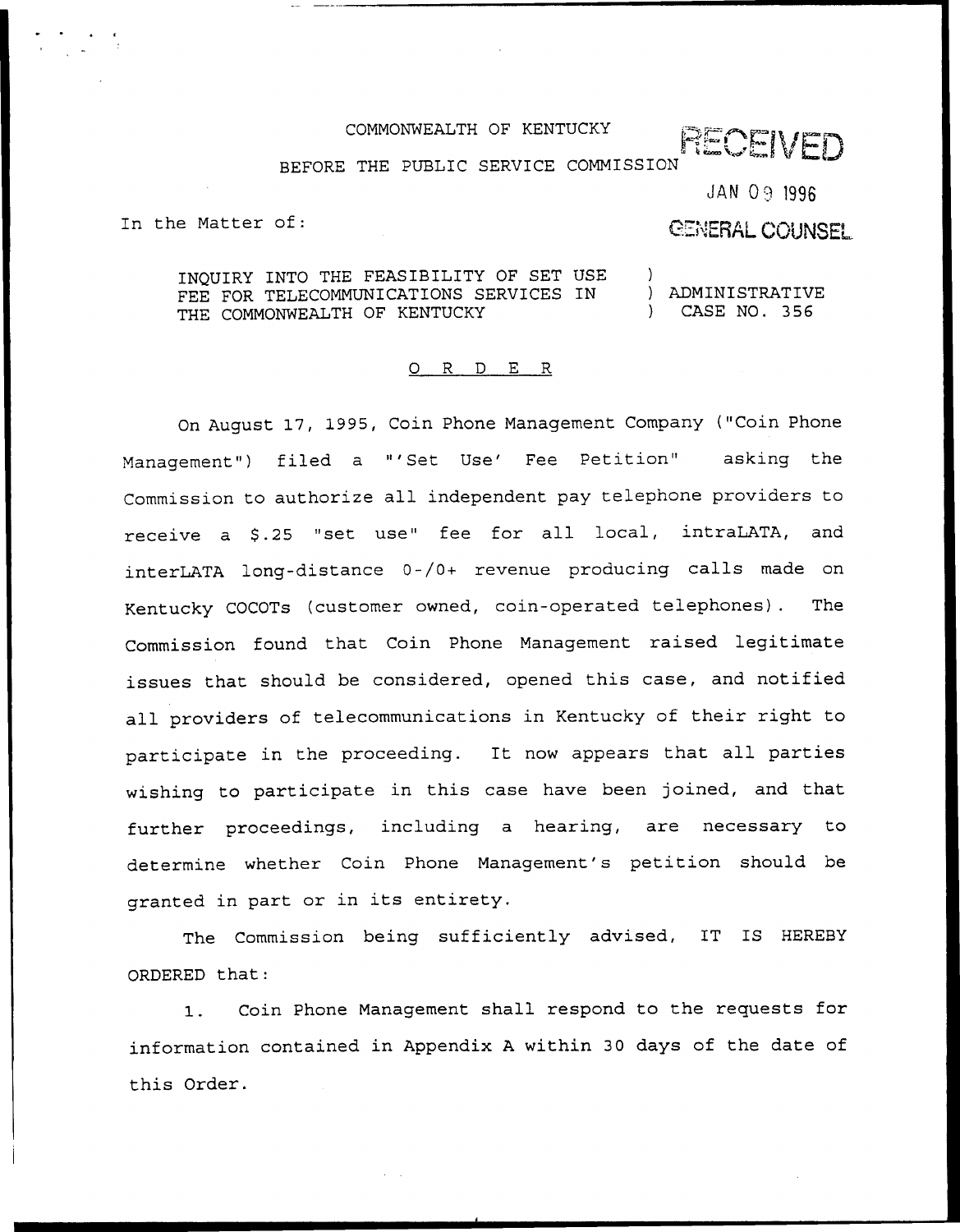COMMONWEALTH OF KENTUCKY

BEFORE THE PUBLIC SERVICE COMMISSION

RECEIVED

JAN 09 1996

GENERAL COUNSEL

In the Matter of:

INQUIRY INTO THE FEASIBILITY OF SET USE FEE FOR TELECOMMUNICATIONS SERVICES IN THE COMMONWEALTH OF KENTUCKY ) ADMINISTRATIVE CASE NO. 356

O R D E R

On August 17, 1995, Coin Phone Management Company ("Coin Phone Management") filed a "'Set Use' Fee Petition" asking the Commission to authorize all independent pay telephone providers to receive a $.25 "set use" fee for all local, intraLATA, and interLATA long-distance 0-/0+ revenue producing calls made on Kentucky COCOTs (customer owned, coin-operated telephones). The Commission found that Coin Phone Management raised legitimate issues that should be considered, opened this case, and notified all providers of telecommunications in Kentucky of their right to participate in the proceeding. It now appears that all parties wishing to participate in this case have been joined, and that further proceedings, including a hearing, are necessary to determine whether Coin Phone Management's petition should be granted in part or in its entirety.

The Commission being sufficiently advised, IT IS HEREBY ORDERED that:

1. Coin Phone Management shall respond to the requests for information contained in Appendix A within 30 days of the date of this Order.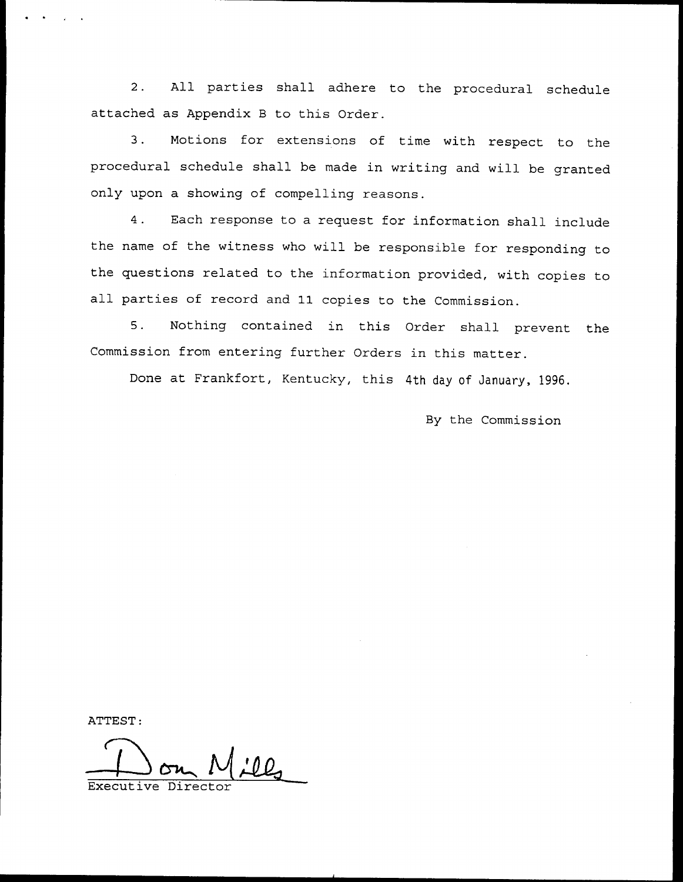2. All parties shall adhere to the procedural schedule attached as Appendix B to this Order.

3. Motions for extensions of time with respect to the procedural schedule shall be made in writing and will be granted only upon a showing of compelling reasons.

4. Each response to a request for information shall include the name of the witness who will be responsible for responding to the questions related to the information provided, with copies to all parties of record and 11 copies to the Commission.

5. Nothing contained in this Order shall prevent the Commission from entering further Orders in this matter.

Done at Frankfort, Kentucky, this 4th day of January, 1996.

By the Commission

ATTEST:

Don Mills

Executive Director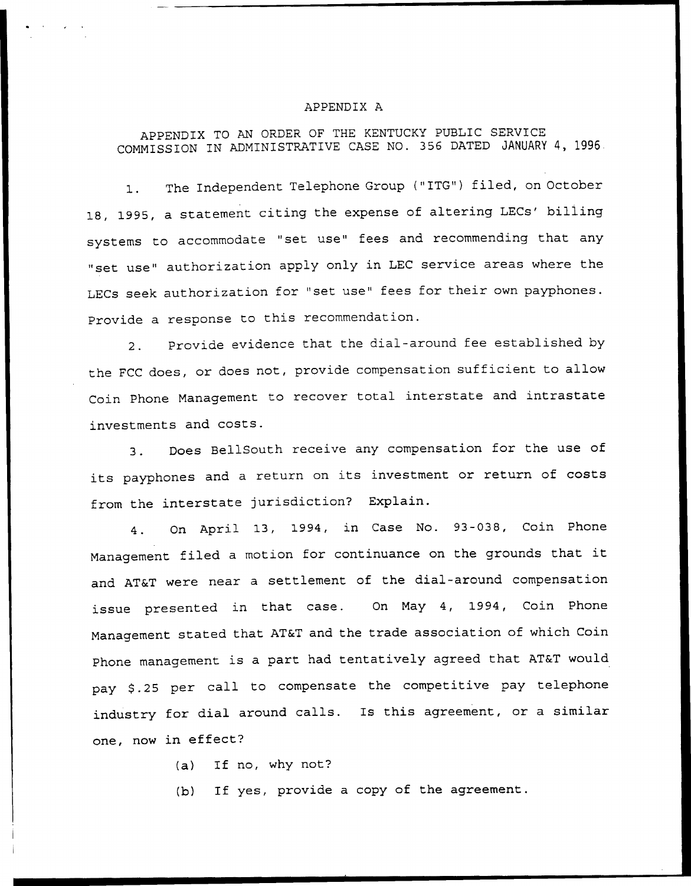# APPENDIX A

APPENDIX TO AN ORDER OF THE KENTUCKY PUBLIC SERVICE COMMISSION IN ADMINISTRATIVE CASE NO. 356 DATED JANUARY 4, 1996

1. The Independent Telephone Group ("ITG") filed, on October 18, 1995, a statement citing the expense of altering LECs' billing systems to accommodate "set use" fees and recommending that any "set use" authorization apply only in LEC service areas where the LECs seek authorization for "set use" fees for their own payphones. Provide a response to this recommendation.

2. Provide evidence that the dial-around fee established by the FCC does, or does not, provide compensation sufficient to allow Coin Phone Management to recover total interstate and intrastate investments and costs.

3. Does BellSouth receive any compensation for the use of its payphones and a return on its investment or return of costs from the interstate jurisdiction? Explain.

4. On April 13, 1994, in Case No. 93-038, Coin Phone Management filed a motion for continuance on the grounds that it and AT&T were near a settlement of the dial-around compensation issue presented in that case. On May 4, 1994, Coin Phone Management stated that AT&T and the trade association of which Coin Phone management is a part had tentatively agreed that AT&T would pay $.25 per call to compensate the competitive pay telephone industry for dial around calls. Is this agreement, or a similar one, now in effect?

   (a) If no, why not?

   (b) If yes, provide a copy of the agreement.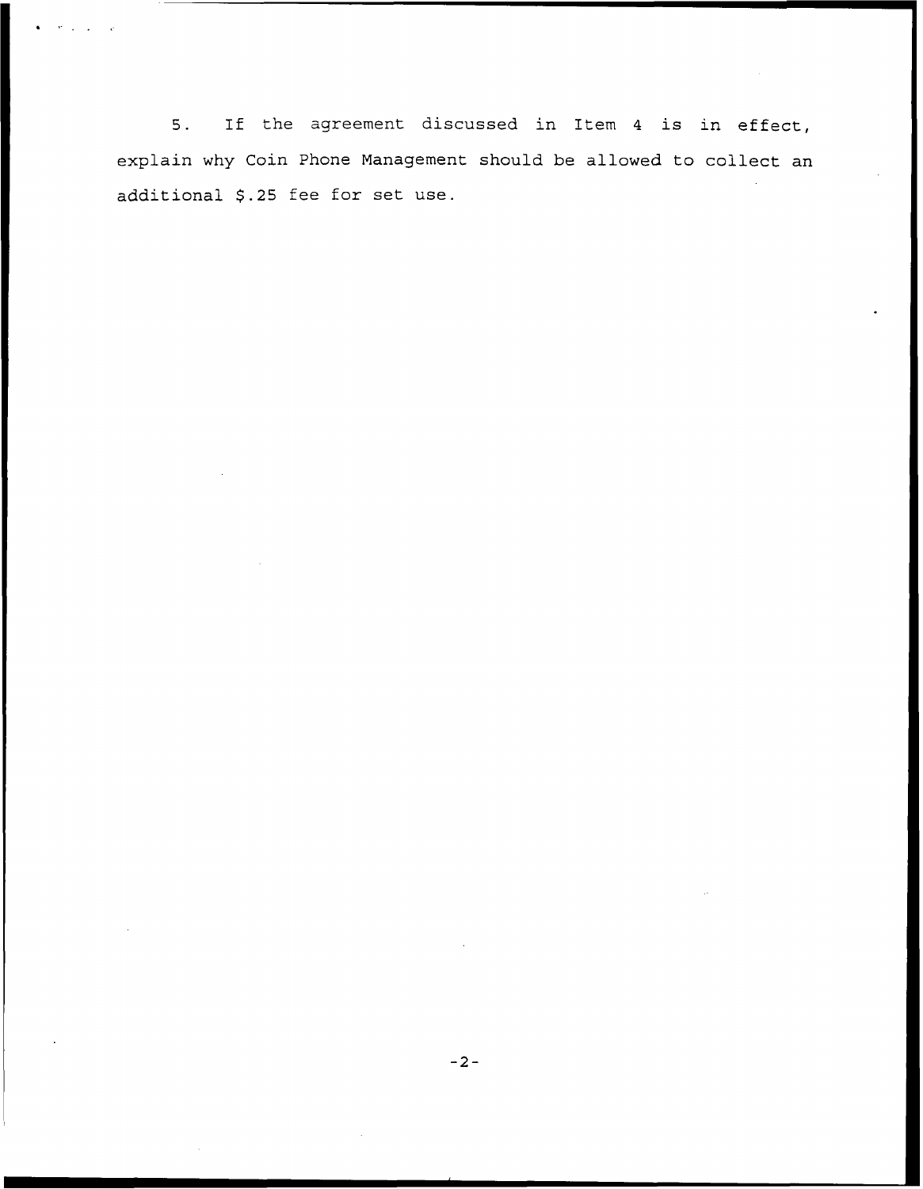5. If the agreement discussed in Item 4 is in effect, explain why Coin Phone Management should be allowed to collect an additional $.25 fee for set use.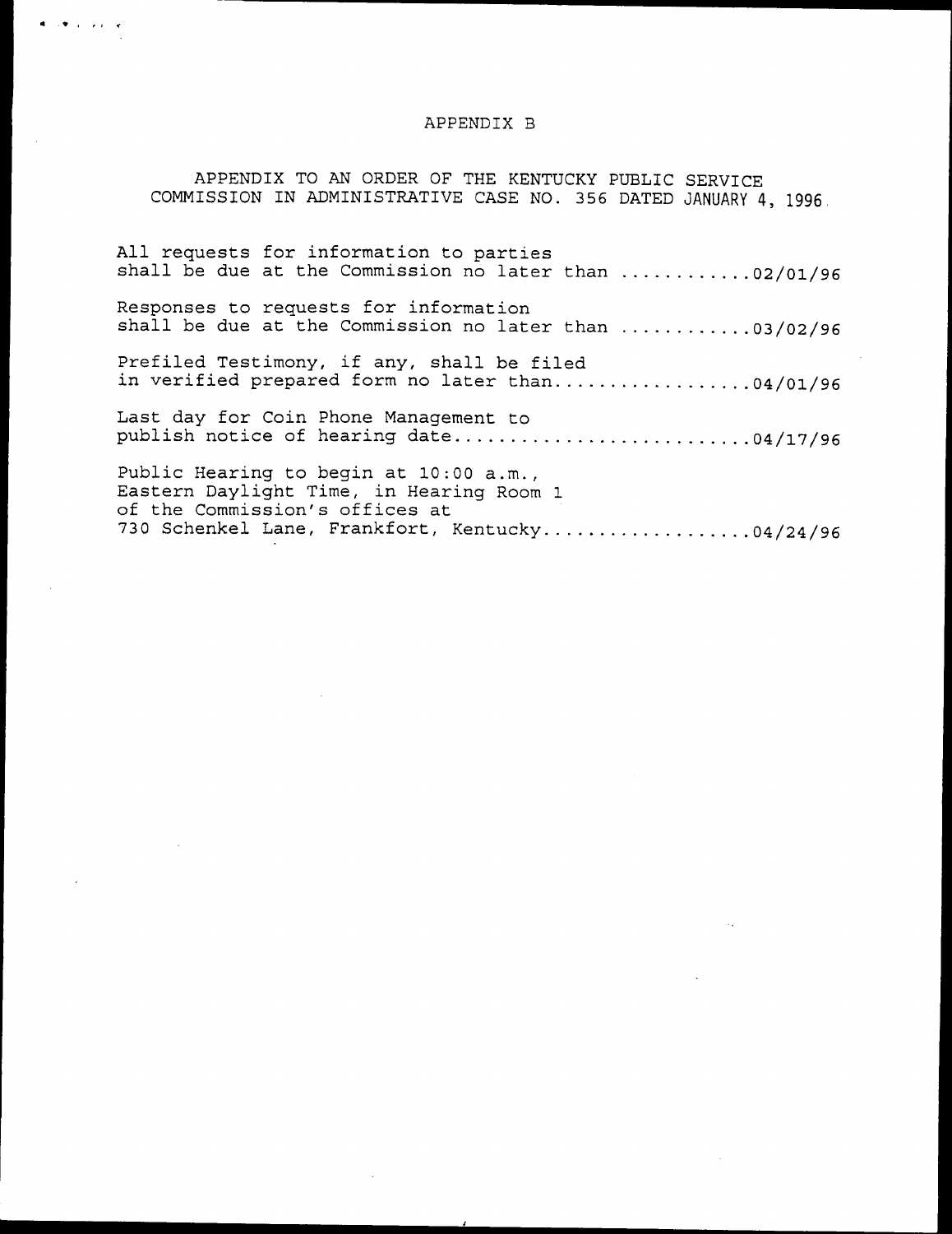# APPENDIX B

APPENDIX TO AN ORDER OF THE KENTUCKY PUBLIC SERVICE COMMISSION IN ADMINISTRATIVE CASE NO. 356 DATED JANUARY 4, 1996

All requests for information to parties shall be due at the Commission no later than ............02/01/96

Responses to requests for information shall be due at the Commission no later than ............03/02/96

Prefiled Testimony, if any, shall be filed in verified prepared form no later than..................04/01/96

Last day for Coin Phone Management to publish notice of hearing date...........................04/17/96

Public Hearing to begin at 10:00 a.m., Eastern Daylight Time, in Hearing Room 1 of the Commission's offices at 730 Schenkel Lane, Frankfort, Kentucky...................04/24/96